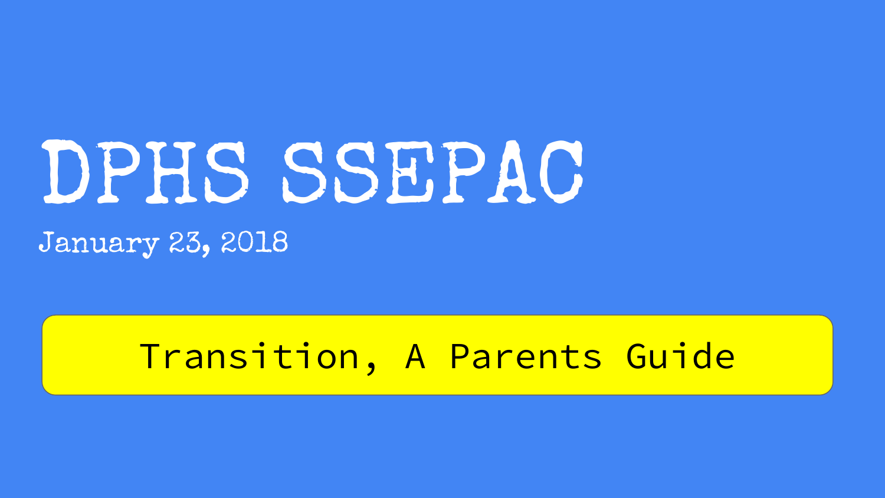# DPHS SSEPAC

January 23, 2018

Transition, A Parents Guide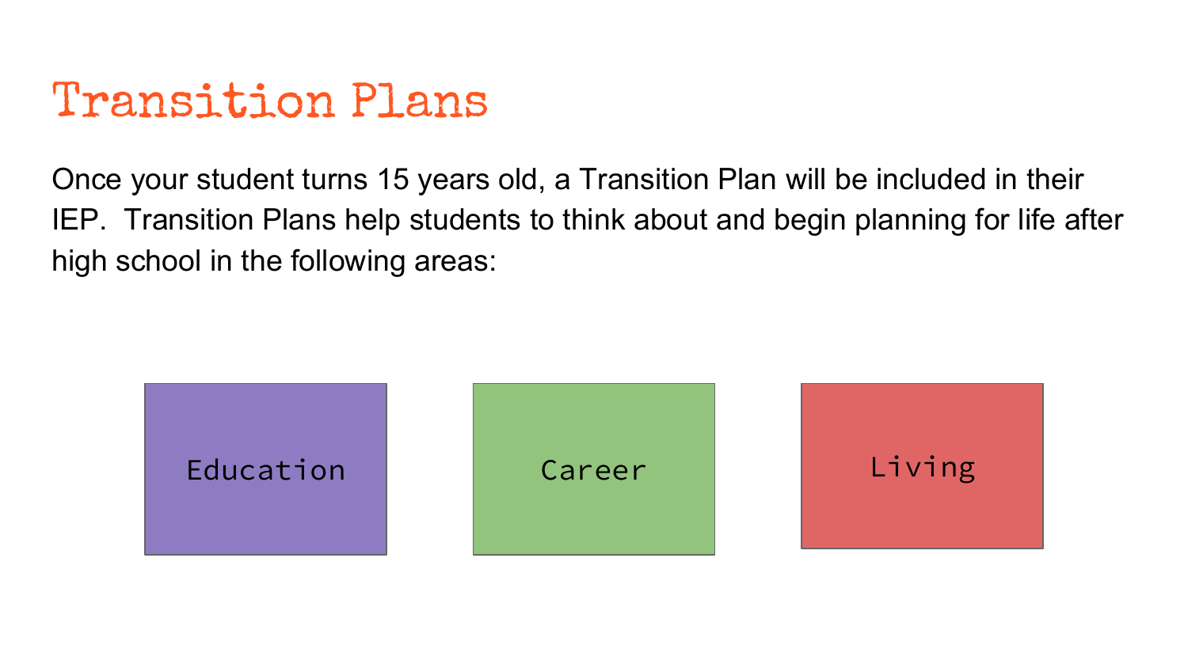# Transition Plans

Once your student turns 15 years old, a Transition Plan will be included in their IEP. Transition Plans help students to think about and begin planning for life after high school in the following areas:

- Education
- Career
- Living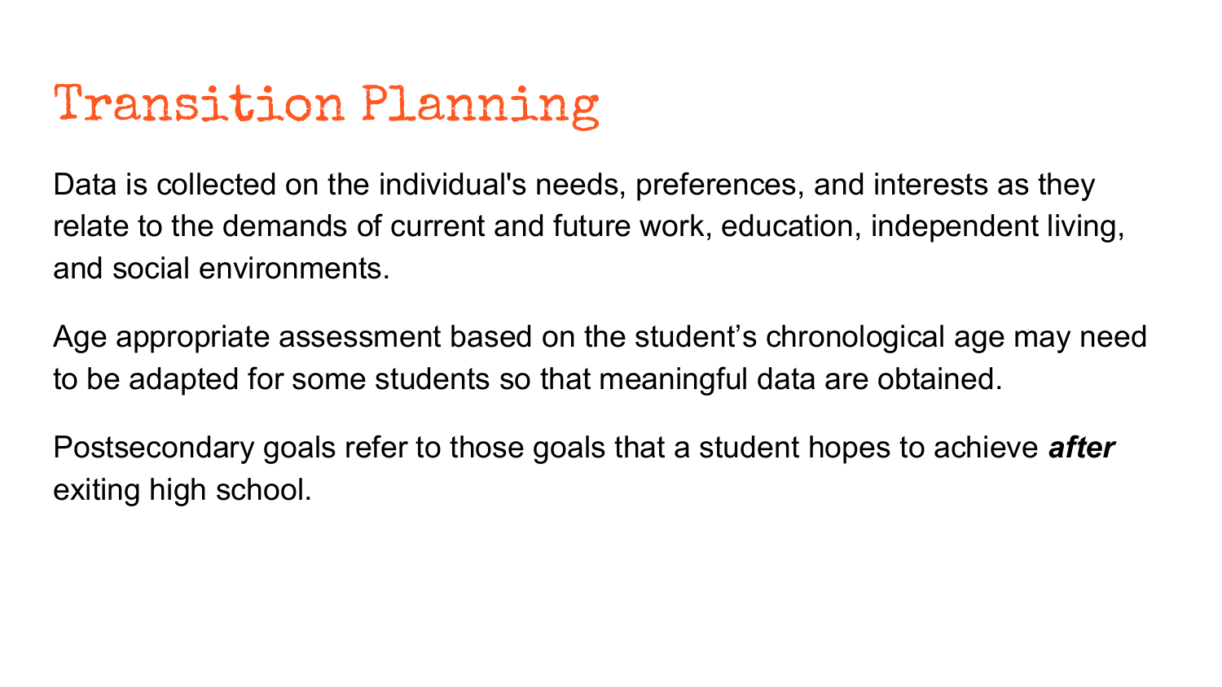# Transition Planning

Data is collected on the individual's needs, preferences, and interests as they relate to the demands of current and future work, education, independent living, and social environments.

Age appropriate assessment based on the student's chronological age may need to be adapted for some students so that meaningful data are obtained.

Postsecondary goals refer to those goals that a student hopes to achieve ***after*** exiting high school.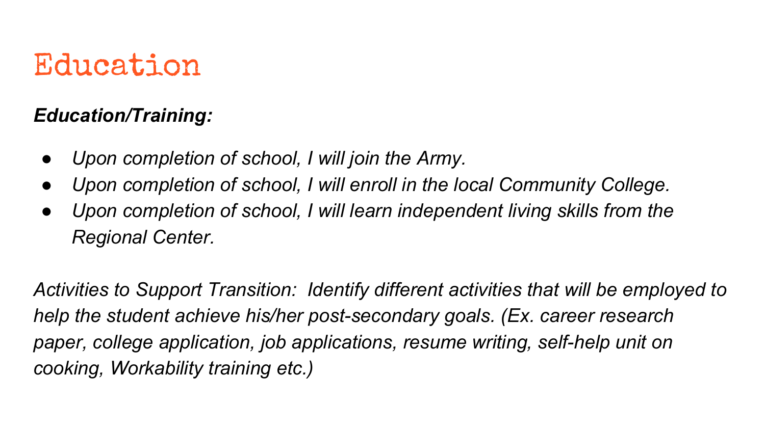# Education

***Education/Training:***

- *Upon completion of school, I will join the Army.*
- *Upon completion of school, I will enroll in the local Community College.*
- *Upon completion of school, I will learn independent living skills from the Regional Center.*

*Activities to Support Transition: Identify different activities that will be employed to help the student achieve his/her post-secondary goals. (Ex. career research paper, college application, job applications, resume writing, self-help unit on cooking, Workability training etc.)*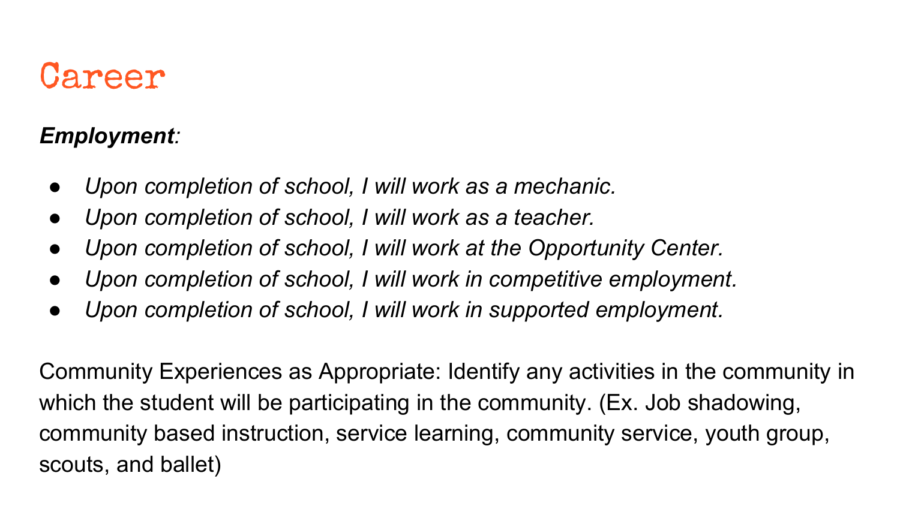# Career

***Employment***:

- *Upon completion of school, I will work as a mechanic.*
- *Upon completion of school, I will work as a teacher.*
- *Upon completion of school, I will work at the Opportunity Center.*
- *Upon completion of school, I will work in competitive employment.*
- *Upon completion of school, I will work in supported employment.*

Community Experiences as Appropriate: Identify any activities in the community in which the student will be participating in the community. (Ex. Job shadowing, community based instruction, service learning, community service, youth group, scouts, and ballet)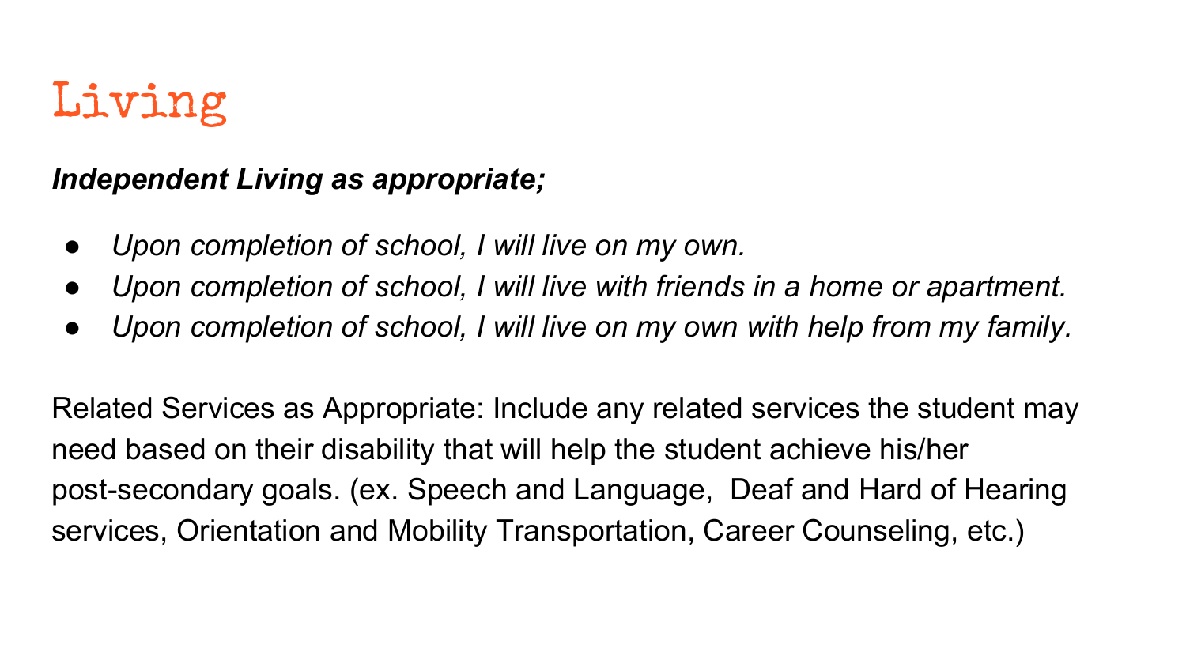# Living

***Independent Living as appropriate;***

- *Upon completion of school, I will live on my own.*
- *Upon completion of school, I will live with friends in a home or apartment.*
- *Upon completion of school, I will live on my own with help from my family.*

Related Services as Appropriate: Include any related services the student may need based on their disability that will help the student achieve his/her post-secondary goals. (ex. Speech and Language, Deaf and Hard of Hearing services, Orientation and Mobility Transportation, Career Counseling, etc.)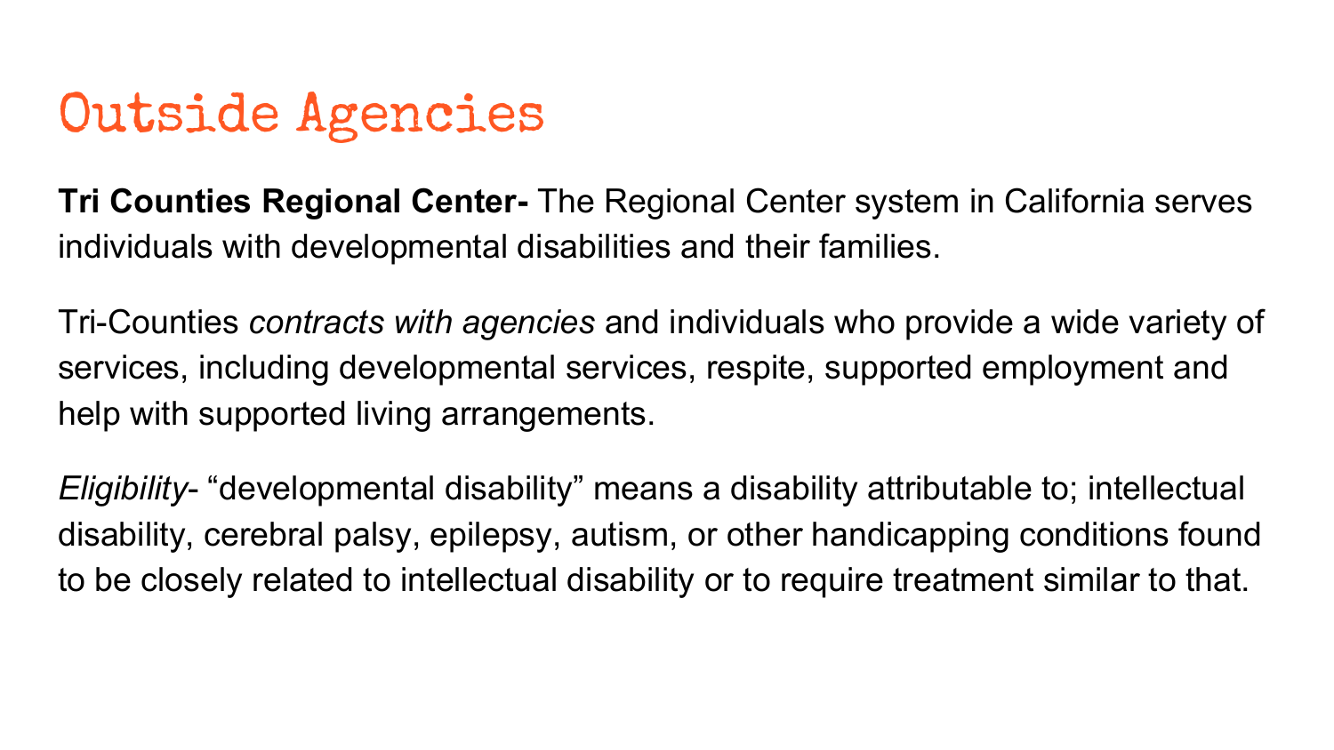# Outside Agencies

**Tri Counties Regional Center-** The Regional Center system in California serves individuals with developmental disabilities and their families.

Tri-Counties *contracts with agencies* and individuals who provide a wide variety of services, including developmental services, respite, supported employment and help with supported living arrangements.

*Eligibility*- "developmental disability" means a disability attributable to; intellectual disability, cerebral palsy, epilepsy, autism, or other handicapping conditions found to be closely related to intellectual disability or to require treatment similar to that.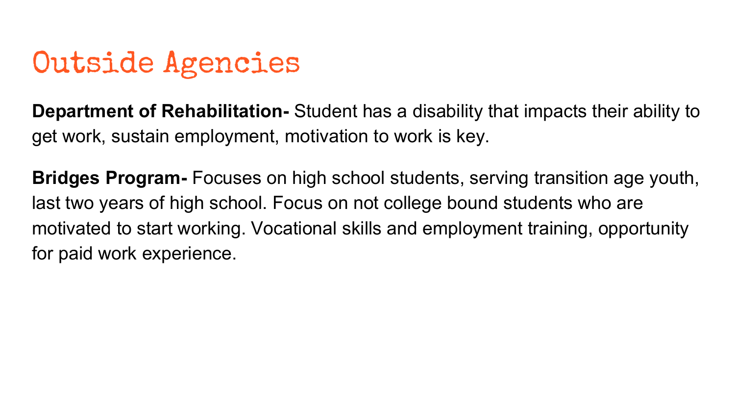# Outside Agencies

**Department of Rehabilitation-** Student has a disability that impacts their ability to get work, sustain employment, motivation to work is key.

**Bridges Program-** Focuses on high school students, serving transition age youth, last two years of high school. Focus on not college bound students who are motivated to start working. Vocational skills and employment training, opportunity for paid work experience.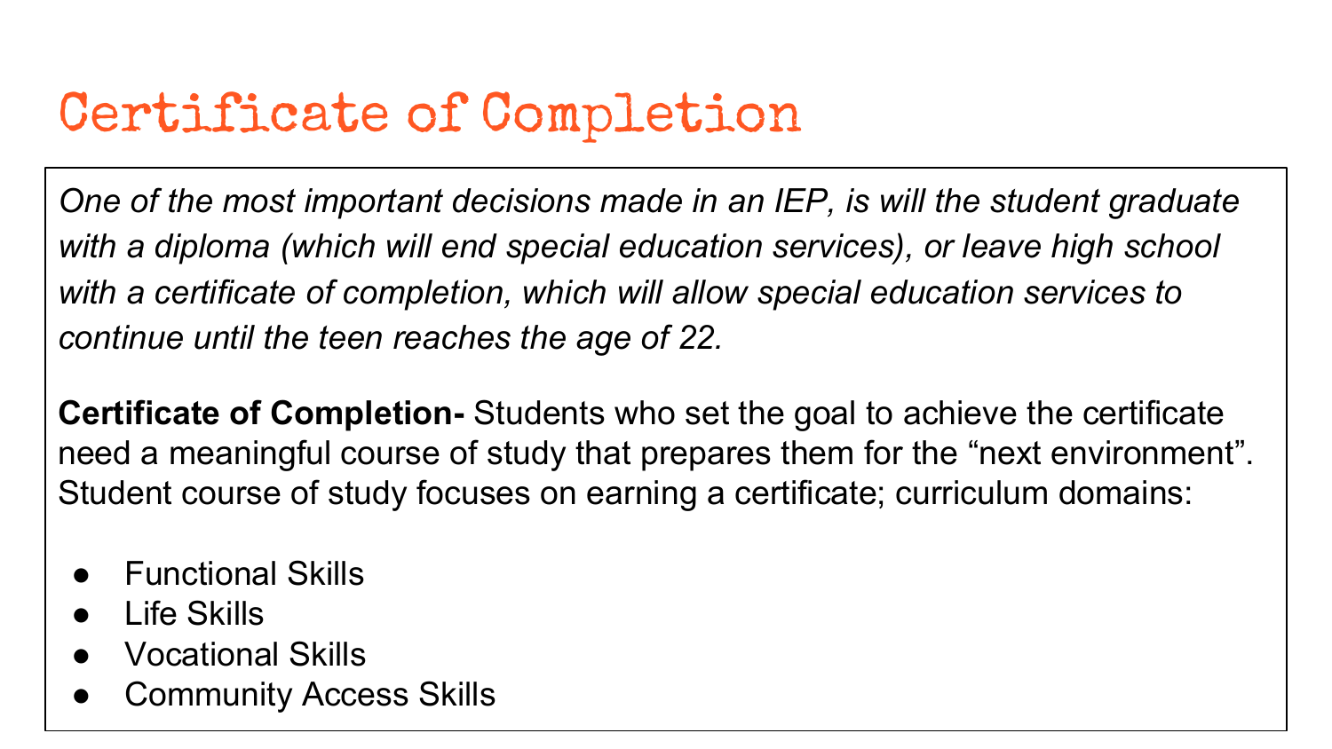# Certificate of Completion

*One of the most important decisions made in an IEP, is will the student graduate with a diploma (which will end special education services), or leave high school with a certificate of completion, which will allow special education services to continue until the teen reaches the age of 22.*

**Certificate of Completion-** Students who set the goal to achieve the certificate need a meaningful course of study that prepares them for the "next environment". Student course of study focuses on earning a certificate; curriculum domains:

- Functional Skills
- Life Skills
- Vocational Skills
- Community Access Skills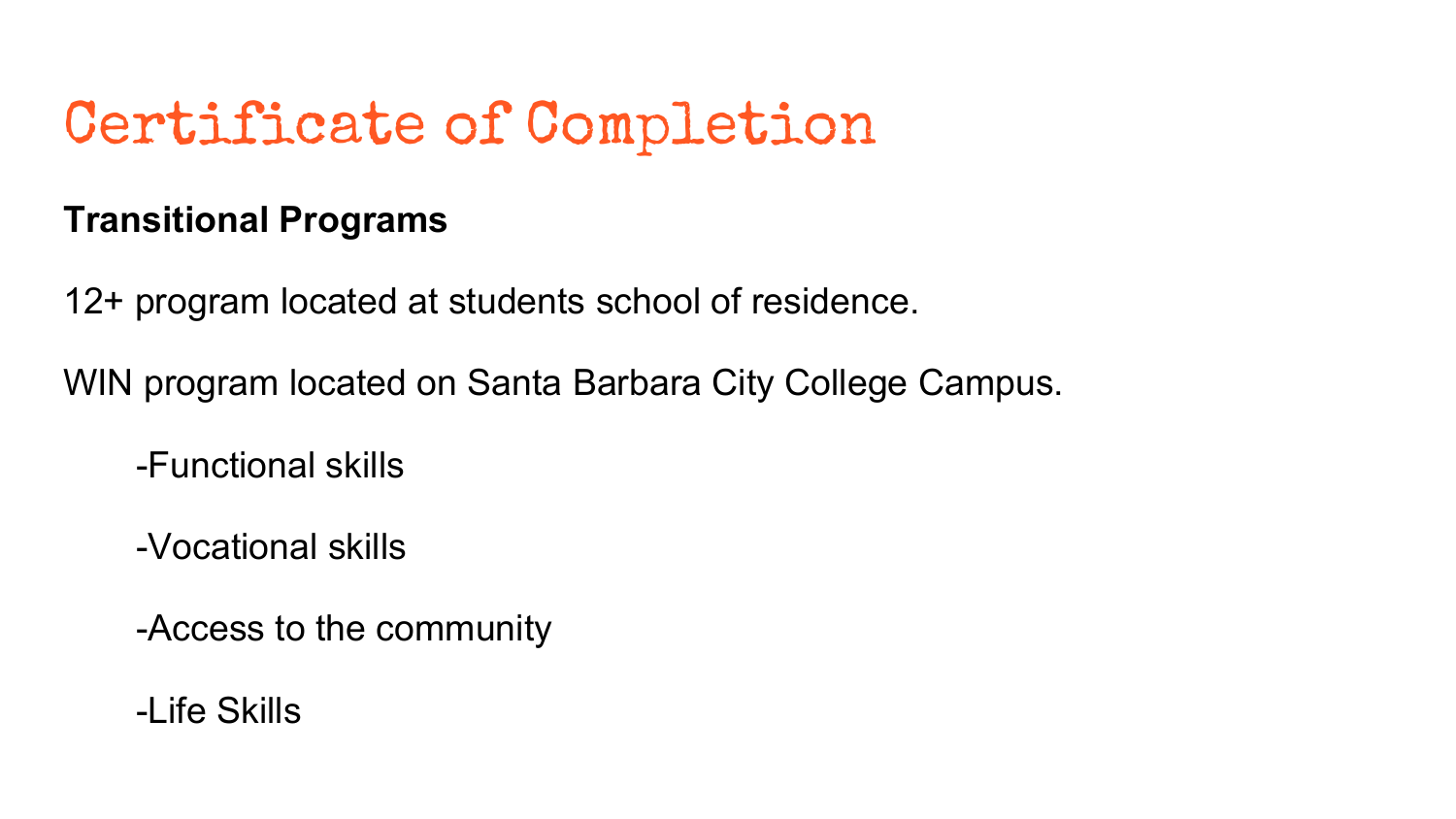# Certificate of Completion

**Transitional Programs**

12+ program located at students school of residence.

WIN program located on Santa Barbara City College Campus.

- -Functional skills
- -Vocational skills
- -Access to the community
- -Life Skills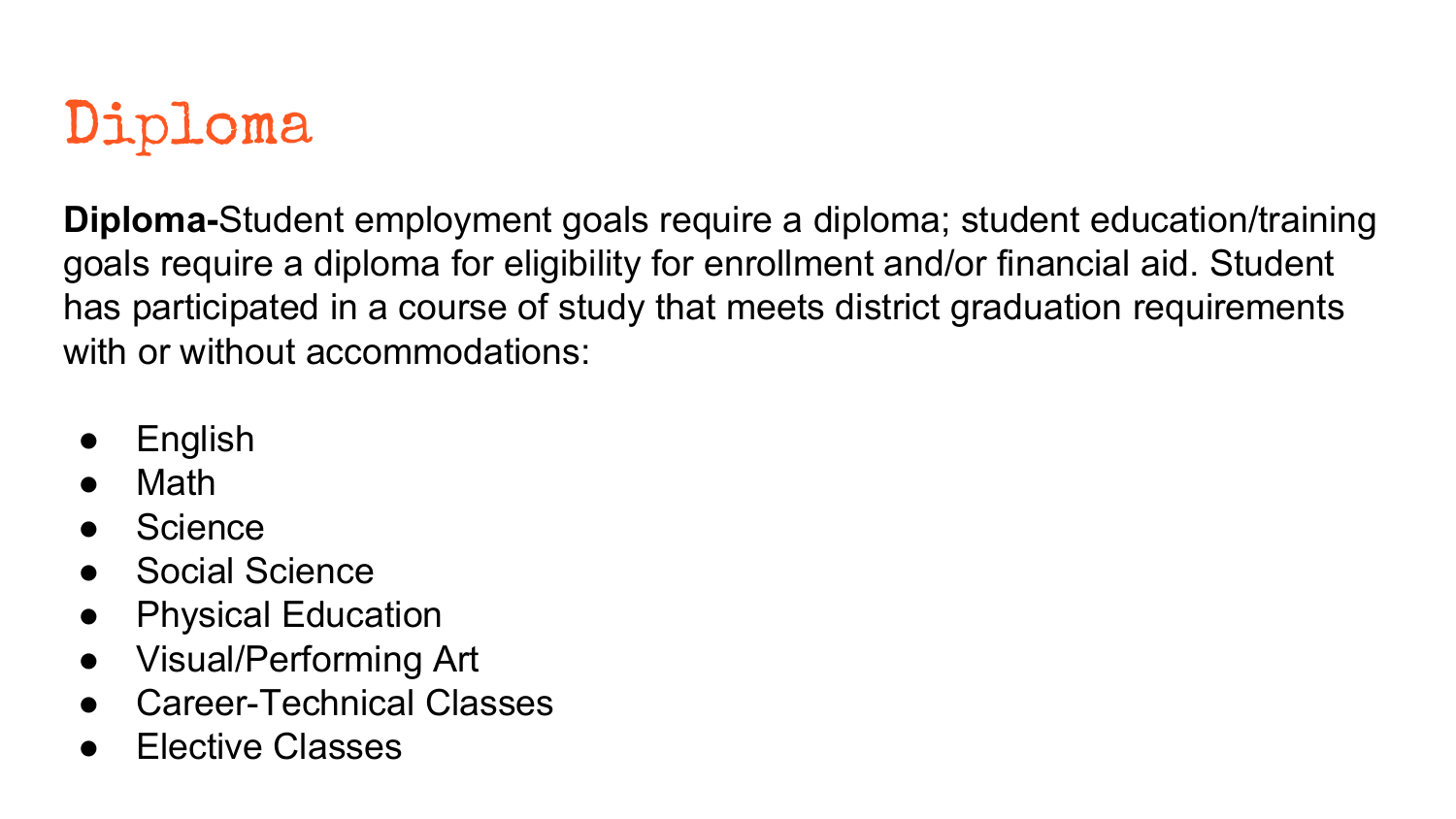# Diploma

**Diploma-**Student employment goals require a diploma; student education/training goals require a diploma for eligibility for enrollment and/or financial aid. Student has participated in a course of study that meets district graduation requirements with or without accommodations:

- English
- Math
- Science
- Social Science
- Physical Education
- Visual/Performing Art
- Career-Technical Classes
- Elective Classes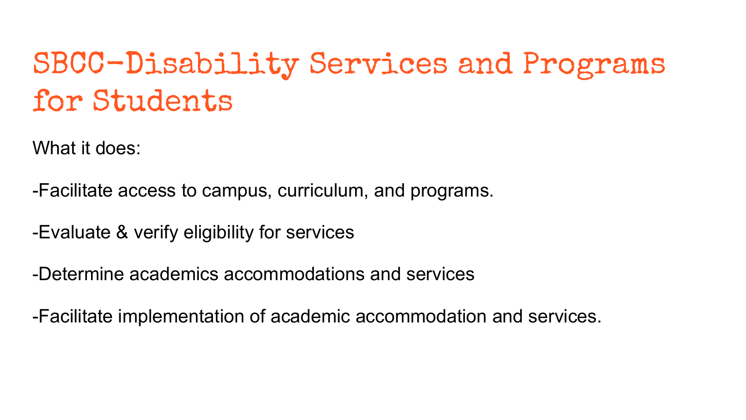# SBCC-Disability Services and Programs for Students

What it does:

-Facilitate access to campus, curriculum, and programs.

-Evaluate & verify eligibility for services

-Determine academics accommodations and services

-Facilitate implementation of academic accommodation and services.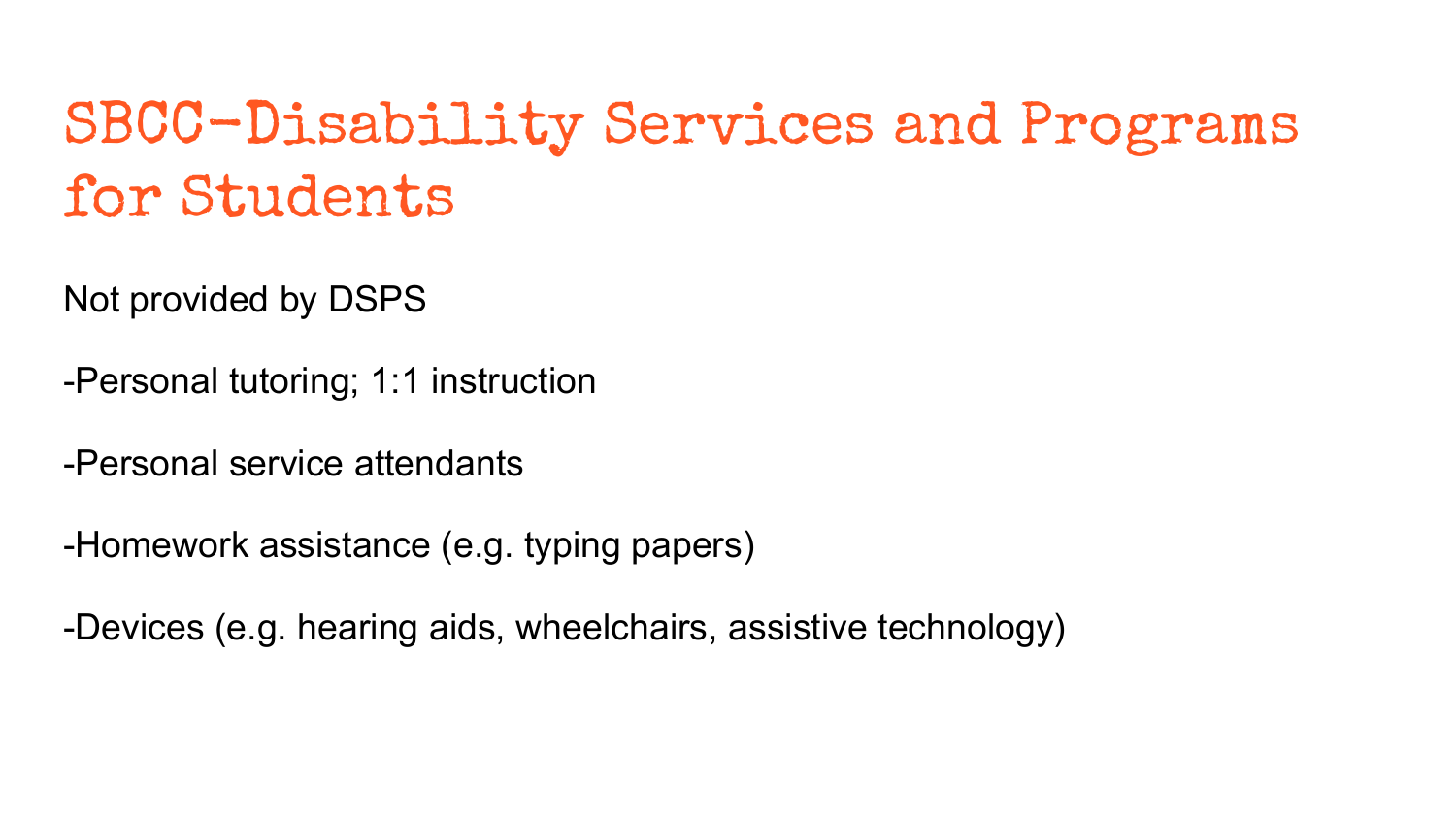# SBCC-Disability Services and Programs for Students

Not provided by DSPS

-Personal tutoring; 1:1 instruction

-Personal service attendants

-Homework assistance (e.g. typing papers)

-Devices (e.g. hearing aids, wheelchairs, assistive technology)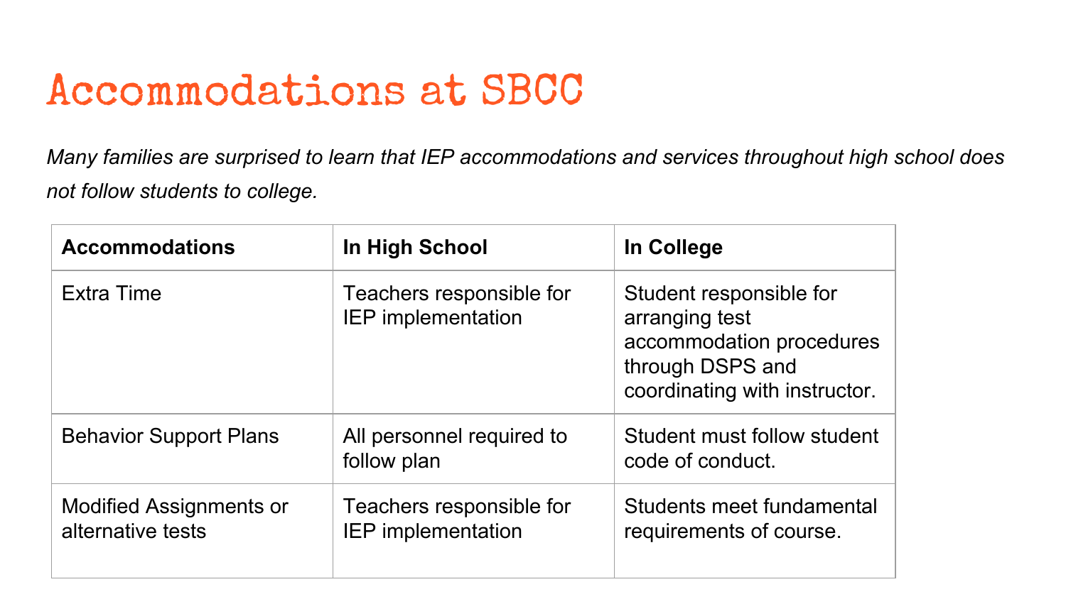# Accommodations at SBCC

*Many families are surprised to learn that IEP accommodations and services throughout high school does not follow students to college.*

| Accommodations | In High School | In College |
| --- | --- | --- |
| Extra Time | Teachers responsible for IEP implementation | Student responsible for arranging test accommodation procedures through DSPS and coordinating with instructor. |
| Behavior Support Plans | All personnel required to follow plan | Student must follow student code of conduct. |
| Modified Assignments or alternative tests | Teachers responsible for IEP implementation | Students meet fundamental requirements of course. |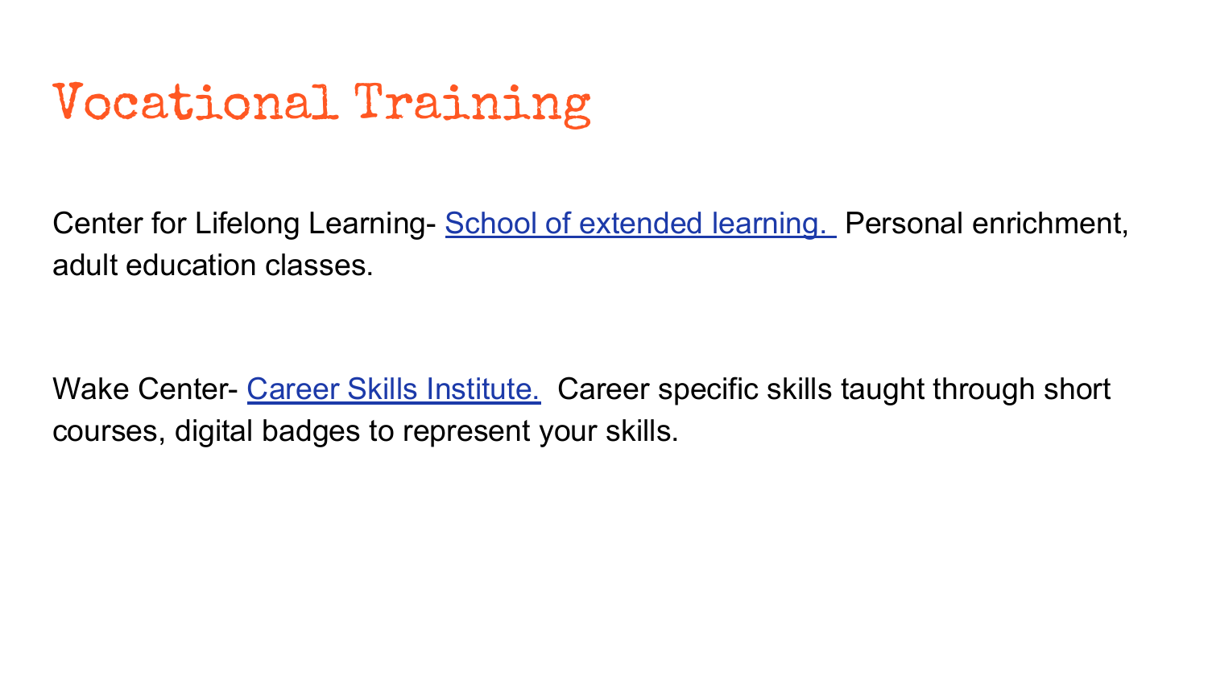# Vocational Training

Center for Lifelong Learning- School of extended learning. Personal enrichment, adult education classes.

Wake Center- Career Skills Institute. Career specific skills taught through short courses, digital badges to represent your skills.